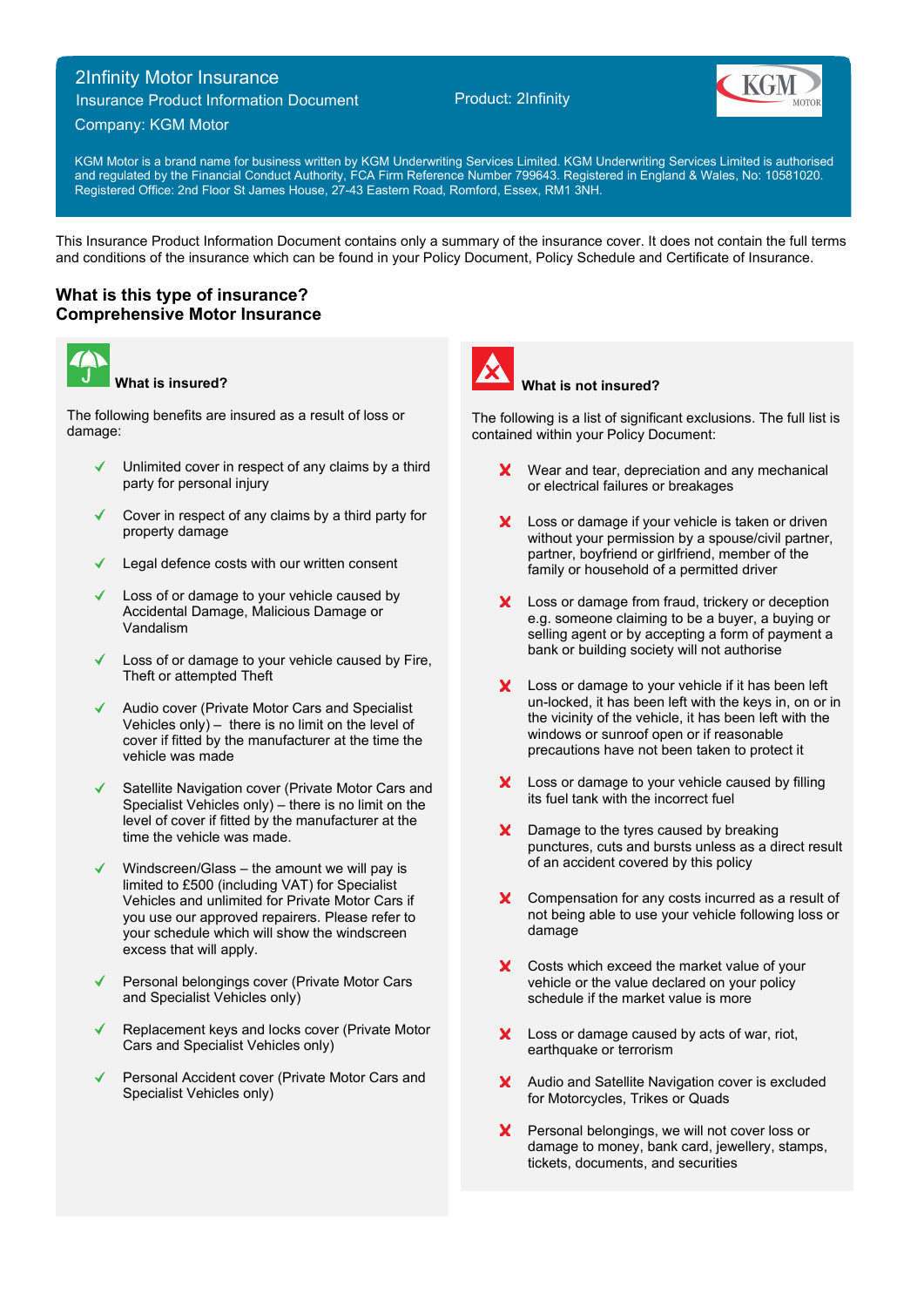# 2Infinity Motor Insurance

Insurance Product Information Document

Company: KGM Motor

Product: 2Infinity

KGM Motor is a brand name for business written by KGM Underwriting Services Limited. KGM Underwriting Services Limited is authorised and regulated by the Financial Conduct Authority, FCA Firm Reference Number 799643. Registered in England & Wales, No: 10581020. Registered Office: 2nd Floor St James House, 27-43 Eastern Road, Romford, Essex, RM1 3NH.

This Insurance Product Information Document contains only a summary of the insurance cover. It does not contain the full terms and conditions of the insurance which can be found in your Policy Document, Policy Schedule and Certificate of Insurance.

## What is this type of insurance?
## Comprehensive Motor Insurance

### What is insured?

The following benefits are insured as a result of loss or damage:

- ✓ Unlimited cover in respect of any claims by a third party for personal injury
- ✓ Cover in respect of any claims by a third party for property damage
- ✓ Legal defence costs with our written consent
- ✓ Loss of or damage to your vehicle caused by Accidental Damage, Malicious Damage or Vandalism
- ✓ Loss of or damage to your vehicle caused by Fire, Theft or attempted Theft
- ✓ Audio cover (Private Motor Cars and Specialist Vehicles only) – there is no limit on the level of cover if fitted by the manufacturer at the time the vehicle was made
- ✓ Satellite Navigation cover (Private Motor Cars and Specialist Vehicles only) – there is no limit on the level of cover if fitted by the manufacturer at the time the vehicle was made.
- ✓ Windscreen/Glass – the amount we will pay is limited to £500 (including VAT) for Specialist Vehicles and unlimited for Private Motor Cars if you use our approved repairers. Please refer to your schedule which will show the windscreen excess that will apply.
- ✓ Personal belongings cover (Private Motor Cars and Specialist Vehicles only)
- ✓ Replacement keys and locks cover (Private Motor Cars and Specialist Vehicles only)
- ✓ Personal Accident cover (Private Motor Cars and Specialist Vehicles only)

### What is not insured?

The following is a list of significant exclusions. The full list is contained within your Policy Document:

- ✗ Wear and tear, depreciation and any mechanical or electrical failures or breakages
- ✗ Loss or damage if your vehicle is taken or driven without your permission by a spouse/civil partner, partner, boyfriend or girlfriend, member of the family or household of a permitted driver
- ✗ Loss or damage from fraud, trickery or deception e.g. someone claiming to be a buyer, a buying or selling agent or by accepting a form of payment a bank or building society will not authorise
- ✗ Loss or damage to your vehicle if it has been left un-locked, it has been left with the keys in, on or in the vicinity of the vehicle, it has been left with the windows or sunroof open or if reasonable precautions have not been taken to protect it
- ✗ Loss or damage to your vehicle caused by filling its fuel tank with the incorrect fuel
- ✗ Damage to the tyres caused by breaking punctures, cuts and bursts unless as a direct result of an accident covered by this policy
- ✗ Compensation for any costs incurred as a result of not being able to use your vehicle following loss or damage
- ✗ Costs which exceed the market value of your vehicle or the value declared on your policy schedule if the market value is more
- ✗ Loss or damage caused by acts of war, riot, earthquake or terrorism
- ✗ Audio and Satellite Navigation cover is excluded for Motorcycles, Trikes or Quads
- ✗ Personal belongings, we will not cover loss or damage to money, bank card, jewellery, stamps, tickets, documents, and securities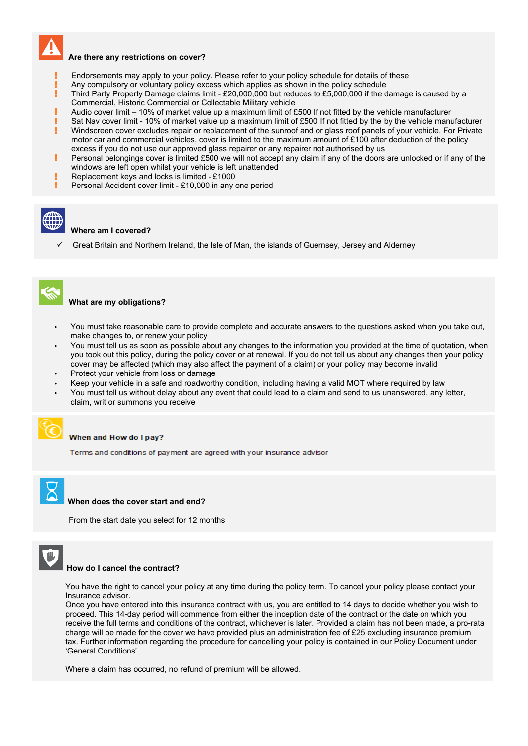## Are there any restrictions on cover?

- Endorsements may apply to your policy. Please refer to your policy schedule for details of these
- Any compulsory or voluntary policy excess which applies as shown in the policy schedule
- Third Party Property Damage claims limit - £20,000,000 but reduces to £5,000,000 if the damage is caused by a Commercial, Historic Commercial or Collectable Military vehicle
- Audio cover limit – 10% of market value up a maximum limit of £500 If not fitted by the vehicle manufacturer
- Sat Nav cover limit - 10% of market value up a maximum limit of £500 If not fitted by the by the vehicle manufacturer
- Windscreen cover excludes repair or replacement of the sunroof and or glass roof panels of your vehicle. For Private motor car and commercial vehicles, cover is limited to the maximum amount of £100 after deduction of the policy excess if you do not use our approved glass repairer or any repairer not authorised by us
- Personal belongings cover is limited £500 we will not accept any claim if any of the doors are unlocked or if any of the windows are left open whilst your vehicle is left unattended
- Replacement keys and locks is limited - £1000
- Personal Accident cover limit - £10,000 in any one period

## Where am I covered?

- ✓ Great Britain and Northern Ireland, the Isle of Man, the islands of Guernsey, Jersey and Alderney

## What are my obligations?

- You must take reasonable care to provide complete and accurate answers to the questions asked when you take out, make changes to, or renew your policy
- You must tell us as soon as possible about any changes to the information you provided at the time of quotation, when you took out this policy, during the policy cover or at renewal. If you do not tell us about any changes then your policy cover may be affected (which may also affect the payment of a claim) or your policy may become invalid
- Protect your vehicle from loss or damage
- Keep your vehicle in a safe and roadworthy condition, including having a valid MOT where required by law
- You must tell us without delay about any event that could lead to a claim and send to us unanswered, any letter, claim, writ or summons you receive

## When and How do I pay?

Terms and conditions of payment are agreed with your insurance advisor

## When does the cover start and end?

From the start date you select for 12 months

## How do I cancel the contract?

You have the right to cancel your policy at any time during the policy term. To cancel your policy please contact your Insurance advisor.
Once you have entered into this insurance contract with us, you are entitled to 14 days to decide whether you wish to proceed. This 14-day period will commence from either the inception date of the contract or the date on which you receive the full terms and conditions of the contract, whichever is later. Provided a claim has not been made, a pro-rata charge will be made for the cover we have provided plus an administration fee of £25 excluding insurance premium tax. Further information regarding the procedure for cancelling your policy is contained in our Policy Document under 'General Conditions'.

Where a claim has occurred, no refund of premium will be allowed.